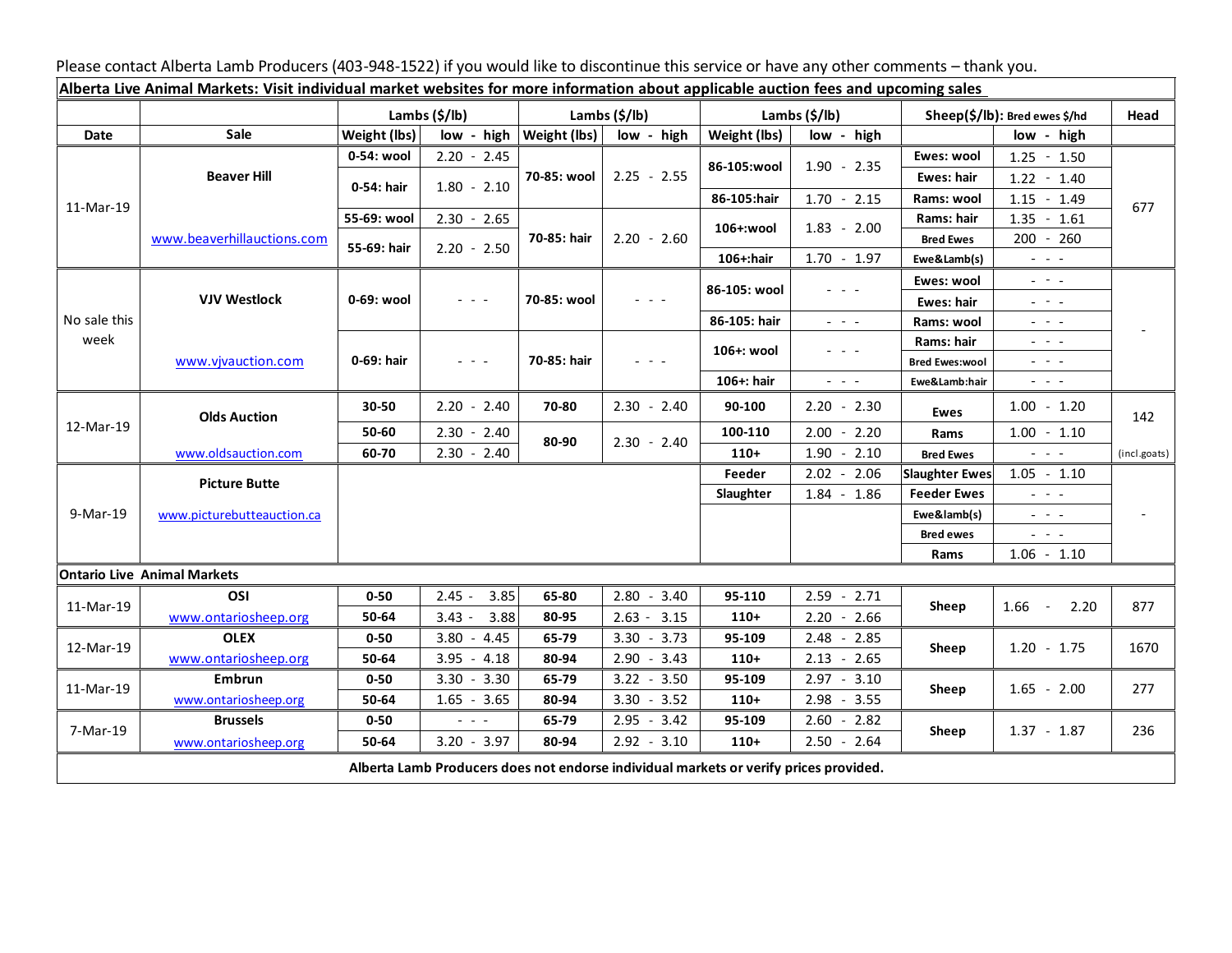Please contact Alberta Lamb Producers (403-948-1522) if you would like to discontinue this service or have any other comments – thank you.

| **Alberta Live Animal Markets: Visit individual market websites for more information about applicable auction fees and upcoming sales** | | | | | | | | | | |
|---|---|---|---|---|---|---|---|---|---|---|
| | | Lambs ($/lb) | | Lambs ($/lb) | | Lambs ($/lb) | | Sheep($/lb): Bred ewes $/hd | | Head |
| Date | Sale | Weight (lbs) | low - high | Weight (lbs) | low - high | Weight (lbs) | low - high | | low - high | |
| 11-Mar-19 | Beaver Hill | 0-54: wool | 2.20 - 2.45 | 70-85: wool | 2.25 - 2.55 | 86-105:wool | 1.90 - 2.35 | Ewes: wool | 1.25 - 1.50 | 677 |
| | | 0-54: hair | 1.80 - 2.10 | | | | | Ewes: hair | 1.22 - 1.40 | |
| | | | | | | 86-105:hair | 1.70 - 2.15 | Rams: wool | 1.15 - 1.49 | |
| | www.beaverhillauctions.com | 55-69: wool | 2.30 - 2.65 | 70-85: hair | 2.20 - 2.60 | 106+:wool | 1.83 - 2.00 | Rams: hair | 1.35 - 1.61 | |
| | | 55-69: hair | 2.20 - 2.50 | | | | | Bred Ewes | 200 - 260 | |
| | | | | | | 106+:hair | 1.70 - 1.97 | Ewe&Lamb(s) | - - - | |
| No sale this week | VJV Westlock | 0-69: wool | - - - | 70-85: wool | - - - | 86-105: wool | - - - | Ewes: wool | - - - | - |
| | | | | | | | | Ewes: hair | - - - | |
| | | | | | | 86-105: hair | - - - | Rams: wool | - - - | |
| | www.vjvauction.com | 0-69: hair | - - - | 70-85: hair | - - - | 106+: wool | - - - | Rams: hair | - - - | |
| | | | | | | | | Bred Ewes:wool | - - - | |
| | | | | | | 106+: hair | - - - | Ewe&Lamb:hair | - - - | |
| 12-Mar-19 | Olds Auction | 30-50 | 2.20 - 2.40 | 70-80 | 2.30 - 2.40 | 90-100 | 2.20 - 2.30 | Ewes | 1.00 - 1.20 | 142 |
| | | 50-60 | 2.30 - 2.40 | 80-90 | 2.30 - 2.40 | 100-110 | 2.00 - 2.20 | Rams | 1.00 - 1.10 | |
| | www.oldsauction.com | 60-70 | 2.30 - 2.40 | | | 110+ | 1.90 - 2.10 | Bred Ewes | - - - | (incl.goats) |
| 9-Mar-19 | Picture Butte | | | | | Feeder | 2.02 - 2.06 | Slaughter Ewes | 1.05 - 1.10 | - |
| | | | | | | Slaughter | 1.84 - 1.86 | Feeder Ewes | - - - | |
| | www.picturebutteauction.ca | | | | | | | Ewe&lamb(s) | - - - | |
| | | | | | | | | Bred ewes | - - - | |
| | | | | | | | | Rams | 1.06 - 1.10 | |
| **Ontario Live Animal Markets** | | | | | | | | | | |
| 11-Mar-19 | OSI | 0-50 | 2.45 - 3.85 | 65-80 | 2.80 - 3.40 | 95-110 | 2.59 - 2.71 | Sheep | 1.66 - 2.20 | 877 |
| | www.ontariosheep.org | 50-64 | 3.43 - 3.88 | 80-95 | 2.63 - 3.15 | 110+ | 2.20 - 2.66 | | | |
| 12-Mar-19 | OLEX | 0-50 | 3.80 - 4.45 | 65-79 | 3.30 - 3.73 | 95-109 | 2.48 - 2.85 | Sheep | 1.20 - 1.75 | 1670 |
| | www.ontariosheep.org | 50-64 | 3.95 - 4.18 | 80-94 | 2.90 - 3.43 | 110+ | 2.13 - 2.65 | | | |
| 11-Mar-19 | Embrun | 0-50 | 3.30 - 3.30 | 65-79 | 3.22 - 3.50 | 95-109 | 2.97 - 3.10 | Sheep | 1.65 - 2.00 | 277 |
| | www.ontariosheep.org | 50-64 | 1.65 - 3.65 | 80-94 | 3.30 - 3.52 | 110+ | 2.98 - 3.55 | | | |
| 7-Mar-19 | Brussels | 0-50 | - - - | 65-79 | 2.95 - 3.42 | 95-109 | 2.60 - 2.82 | Sheep | 1.37 - 1.87 | 236 |
| | www.ontariosheep.org | 50-64 | 3.20 - 3.97 | 80-94 | 2.92 - 3.10 | 110+ | 2.50 - 2.64 | | | |

**Alberta Lamb Producers does not endorse individual markets or verify prices provided.**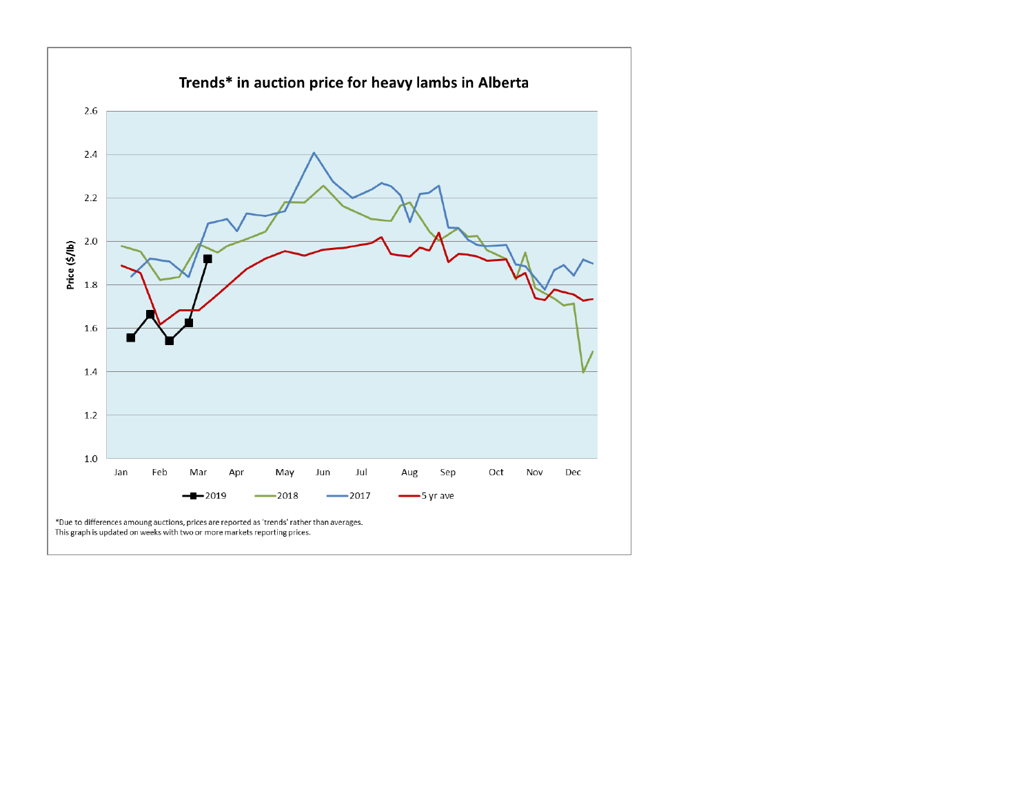## Trends* in auction price for heavy lambs in Alberta

Price ($/lb)

2.6
2.4
2.2
2.0
1.8
1.6
1.4
1.2
1.0

Jan Feb Mar Apr May Jun Jul Aug Sep Oct Nov Dec

2019 2018 2017 5 yr ave

*Due to differences amoung auctions, prices are reported as 'trends' rather than averages.
This graph is updated on weeks with two or more markets reporting prices.